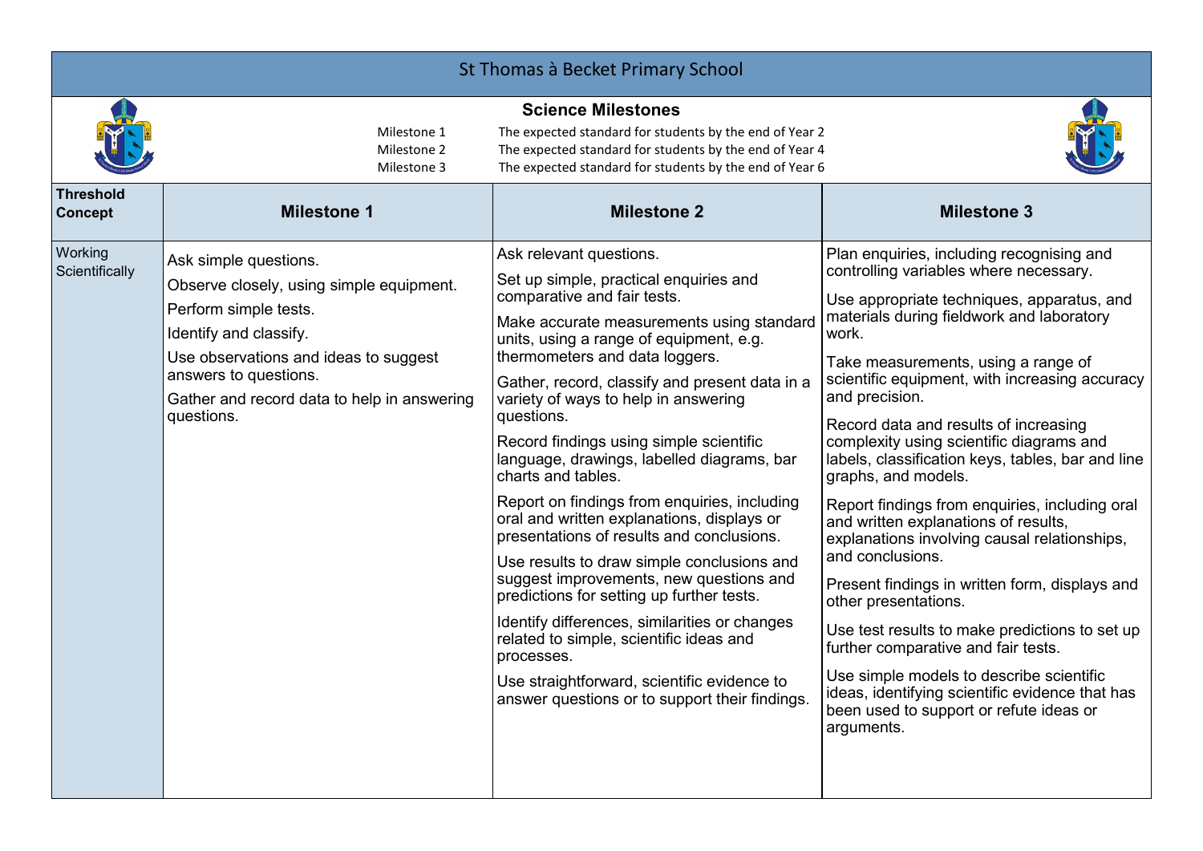# St Thomas à Becket Primary School

## Science Milestones

| | |
|---|---|
| Milestone 1 | The expected standard for students by the end of Year 2 |
| Milestone 2 | The expected standard for students by the end of Year 4 |
| Milestone 3 | The expected standard for students by the end of Year 6 |

| Threshold Concept | Milestone 1 | Milestone 2 | Milestone 3 |
|---|---|---|---|
| Working Scientifically | Ask simple questions.<br>Observe closely, using simple equipment.<br>Perform simple tests.<br>Identify and classify.<br>Use observations and ideas to suggest answers to questions.<br>Gather and record data to help in answering questions. | Ask relevant questions.<br>Set up simple, practical enquiries and comparative and fair tests.<br>Make accurate measurements using standard units, using a range of equipment, e.g. thermometers and data loggers.<br>Gather, record, classify and present data in a variety of ways to help in answering questions.<br>Record findings using simple scientific language, drawings, labelled diagrams, bar charts and tables.<br>Report on findings from enquiries, including oral and written explanations, displays or presentations of results and conclusions.<br>Use results to draw simple conclusions and suggest improvements, new questions and predictions for setting up further tests.<br>Identify differences, similarities or changes related to simple, scientific ideas and processes.<br>Use straightforward, scientific evidence to answer questions or to support their findings. | Plan enquiries, including recognising and controlling variables where necessary.<br>Use appropriate techniques, apparatus, and materials during fieldwork and laboratory work.<br>Take measurements, using a range of scientific equipment, with increasing accuracy and precision.<br>Record data and results of increasing complexity using scientific diagrams and labels, classification keys, tables, bar and line graphs, and models.<br>Report findings from enquiries, including oral and written explanations of results, explanations involving causal relationships, and conclusions.<br>Present findings in written form, displays and other presentations.<br>Use test results to make predictions to set up further comparative and fair tests.<br>Use simple models to describe scientific ideas, identifying scientific evidence that has been used to support or refute ideas or arguments. |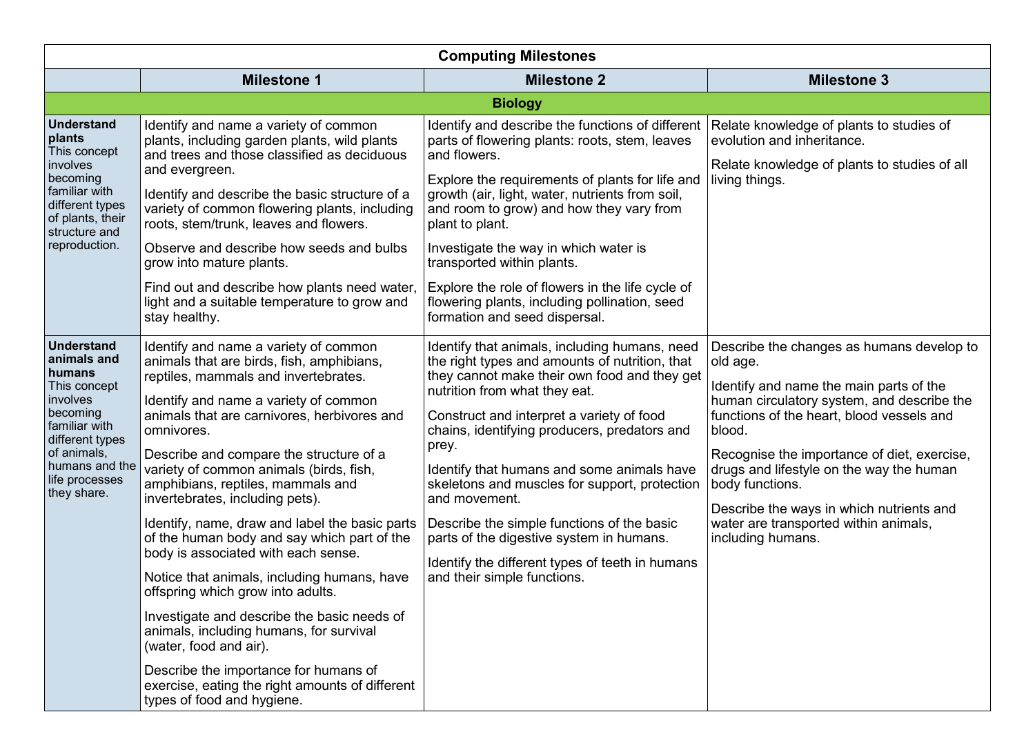| Computing Milestones | | | |
|---|---|---|---|
| | **Milestone 1** | **Milestone 2** | **Milestone 3** |
| **Biology** | | | |
| **Understand plants** This concept involves becoming familiar with different types of plants, their structure and reproduction. | Identify and name a variety of common plants, including garden plants, wild plants and trees and those classified as deciduous and evergreen.<br><br>Identify and describe the basic structure of a variety of common flowering plants, including roots, stem/trunk, leaves and flowers.<br><br>Observe and describe how seeds and bulbs grow into mature plants.<br><br>Find out and describe how plants need water, light and a suitable temperature to grow and stay healthy. | Identify and describe the functions of different parts of flowering plants: roots, stem, leaves and flowers.<br><br>Explore the requirements of plants for life and growth (air, light, water, nutrients from soil, and room to grow) and how they vary from plant to plant.<br><br>Investigate the way in which water is transported within plants.<br><br>Explore the role of flowers in the life cycle of flowering plants, including pollination, seed formation and seed dispersal. | Relate knowledge of plants to studies of evolution and inheritance.<br><br>Relate knowledge of plants to studies of all living things. |
| **Understand animals and humans** This concept involves becoming familiar with different types of animals, humans and the life processes they share. | Identify and name a variety of common animals that are birds, fish, amphibians, reptiles, mammals and invertebrates.<br><br>Identify and name a variety of common animals that are carnivores, herbivores and omnivores.<br><br>Describe and compare the structure of a variety of common animals (birds, fish, amphibians, reptiles, mammals and invertebrates, including pets).<br><br>Identify, name, draw and label the basic parts of the human body and say which part of the body is associated with each sense.<br><br>Notice that animals, including humans, have offspring which grow into adults.<br><br>Investigate and describe the basic needs of animals, including humans, for survival (water, food and air).<br><br>Describe the importance for humans of exercise, eating the right amounts of different types of food and hygiene. | Identify that animals, including humans, need the right types and amounts of nutrition, that they cannot make their own food and they get nutrition from what they eat.<br><br>Construct and interpret a variety of food chains, identifying producers, predators and prey.<br><br>Identify that humans and some animals have skeletons and muscles for support, protection and movement.<br><br>Describe the simple functions of the basic parts of the digestive system in humans.<br><br>Identify the different types of teeth in humans and their simple functions. | Describe the changes as humans develop to old age.<br><br>Identify and name the main parts of the human circulatory system, and describe the functions of the heart, blood vessels and blood.<br><br>Recognise the importance of diet, exercise, drugs and lifestyle on the way the human body functions.<br><br>Describe the ways in which nutrients and water are transported within animals, including humans. |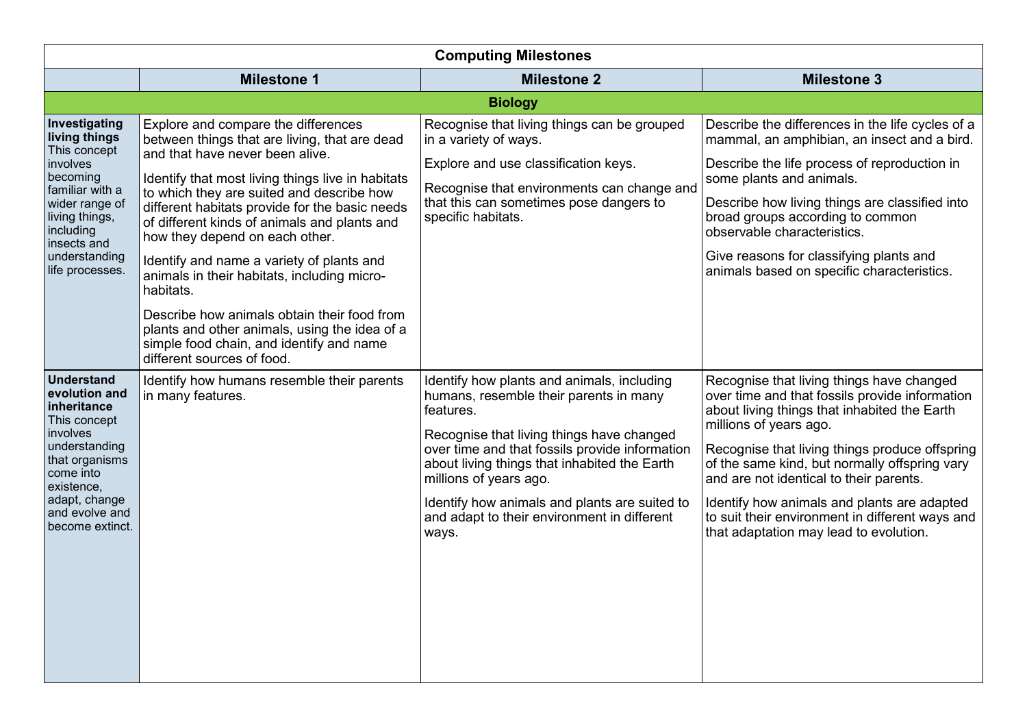| Computing Milestones | | | |
|---|---|---|---|
| | **Milestone 1** | **Milestone 2** | **Milestone 3** |
| **Biology** | | | |
| **Investigating living things** This concept involves becoming familiar with a wider range of living things, including insects and understanding life processes. | Explore and compare the differences between things that are living, that are dead and that have never been alive.<br><br>Identify that most living things live in habitats to which they are suited and describe how different habitats provide for the basic needs of different kinds of animals and plants and how they depend on each other.<br><br>Identify and name a variety of plants and animals in their habitats, including micro-habitats.<br><br>Describe how animals obtain their food from plants and other animals, using the idea of a simple food chain, and identify and name different sources of food. | Recognise that living things can be grouped in a variety of ways.<br><br>Explore and use classification keys.<br><br>Recognise that environments can change and that this can sometimes pose dangers to specific habitats. | Describe the differences in the life cycles of a mammal, an amphibian, an insect and a bird.<br><br>Describe the life process of reproduction in some plants and animals.<br><br>Describe how living things are classified into broad groups according to common observable characteristics.<br><br>Give reasons for classifying plants and animals based on specific characteristics. |
| **Understand evolution and inheritance** This concept involves understanding that organisms come into existence, adapt, change and evolve and become extinct. | Identify how humans resemble their parents in many features. | Identify how plants and animals, including humans, resemble their parents in many features.<br><br>Recognise that living things have changed over time and that fossils provide information about living things that inhabited the Earth millions of years ago.<br><br>Identify how animals and plants are suited to and adapt to their environment in different ways. | Recognise that living things have changed over time and that fossils provide information about living things that inhabited the Earth millions of years ago.<br><br>Recognise that living things produce offspring of the same kind, but normally offspring vary and are not identical to their parents.<br><br>Identify how animals and plants are adapted to suit their environment in different ways and that adaptation may lead to evolution. |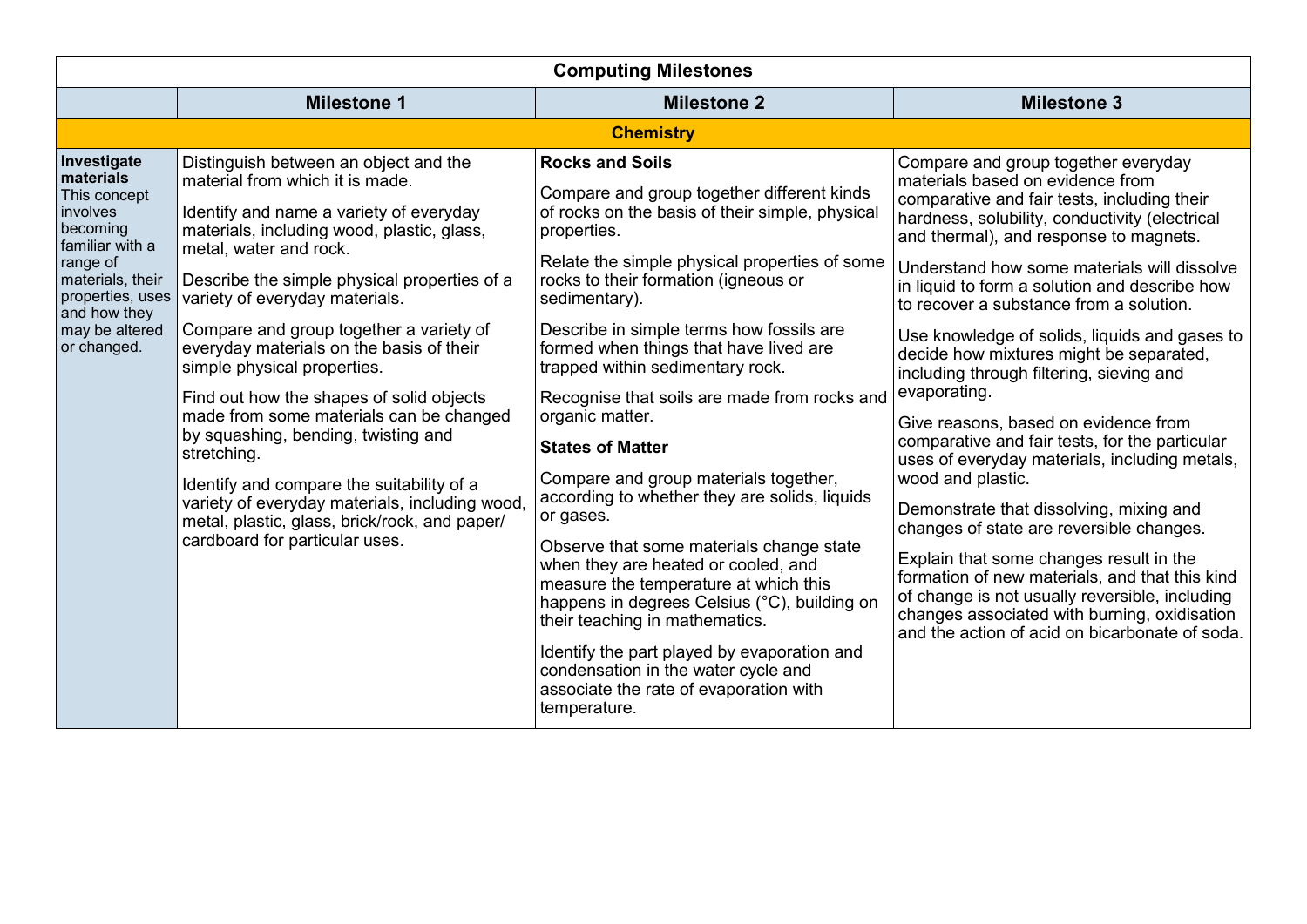| Computing Milestones | | | |
|---|---|---|---|
| | **Milestone 1** | **Milestone 2** | **Milestone 3** |
| **Chemistry** | | | |
| **Investigate materials** This concept involves becoming familiar with a range of materials, their properties, uses and how they may be altered or changed. | Distinguish between an object and the material from which it is made.<br><br>Identify and name a variety of everyday materials, including wood, plastic, glass, metal, water and rock.<br><br>Describe the simple physical properties of a variety of everyday materials.<br><br>Compare and group together a variety of everyday materials on the basis of their simple physical properties.<br><br>Find out how the shapes of solid objects made from some materials can be changed by squashing, bending, twisting and stretching.<br><br>Identify and compare the suitability of a variety of everyday materials, including wood, metal, plastic, glass, brick/rock, and paper/ cardboard for particular uses. | **Rocks and Soils**<br><br>Compare and group together different kinds of rocks on the basis of their simple, physical properties.<br><br>Relate the simple physical properties of some rocks to their formation (igneous or sedimentary).<br><br>Describe in simple terms how fossils are formed when things that have lived are trapped within sedimentary rock.<br><br>Recognise that soils are made from rocks and organic matter.<br><br>**States of Matter**<br><br>Compare and group materials together, according to whether they are solids, liquids or gases.<br><br>Observe that some materials change state when they are heated or cooled, and measure the temperature at which this happens in degrees Celsius (°C), building on their teaching in mathematics.<br><br>Identify the part played by evaporation and condensation in the water cycle and associate the rate of evaporation with temperature. | Compare and group together everyday materials based on evidence from comparative and fair tests, including their hardness, solubility, conductivity (electrical and thermal), and response to magnets.<br><br>Understand how some materials will dissolve in liquid to form a solution and describe how to recover a substance from a solution.<br><br>Use knowledge of solids, liquids and gases to decide how mixtures might be separated, including through filtering, sieving and evaporating.<br><br>Give reasons, based on evidence from comparative and fair tests, for the particular uses of everyday materials, including metals, wood and plastic.<br><br>Demonstrate that dissolving, mixing and changes of state are reversible changes.<br><br>Explain that some changes result in the formation of new materials, and that this kind of change is not usually reversible, including changes associated with burning, oxidisation and the action of acid on bicarbonate of soda. |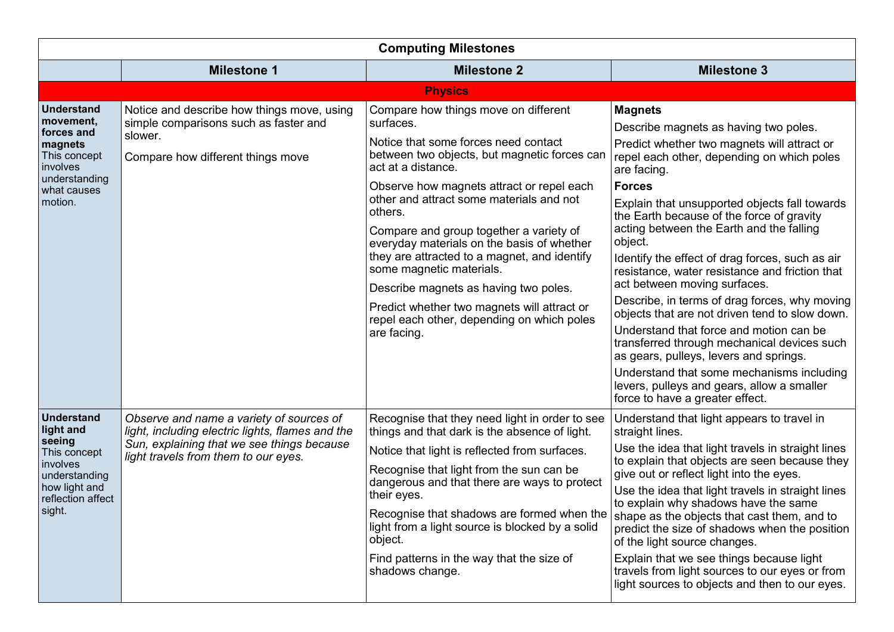| Computing Milestones | | | |
|---|---|---|---|
| | **Milestone 1** | **Milestone 2** | **Milestone 3** |
| **Physics** | | | |
| **Understand movement, forces and magnets** This concept involves understanding what causes motion. | Notice and describe how things move, using simple comparisons such as faster and slower.<br><br>Compare how different things move | Compare how things move on different surfaces.<br><br>Notice that some forces need contact between two objects, but magnetic forces can act at a distance.<br><br>Observe how magnets attract or repel each other and attract some materials and not others.<br><br>Compare and group together a variety of everyday materials on the basis of whether they are attracted to a magnet, and identify some magnetic materials.<br><br>Describe magnets as having two poles.<br><br>Predict whether two magnets will attract or repel each other, depending on which poles are facing. | **Magnets**<br><br>Describe magnets as having two poles.<br><br>Predict whether two magnets will attract or repel each other, depending on which poles are facing.<br><br>**Forces**<br><br>Explain that unsupported objects fall towards the Earth because of the force of gravity acting between the Earth and the falling object.<br><br>Identify the effect of drag forces, such as air resistance, water resistance and friction that act between moving surfaces.<br><br>Describe, in terms of drag forces, why moving objects that are not driven tend to slow down.<br><br>Understand that force and motion can be transferred through mechanical devices such as gears, pulleys, levers and springs.<br><br>Understand that some mechanisms including levers, pulleys and gears, allow a smaller force to have a greater effect. |
| **Understand light and seeing** This concept involves understanding how light and reflection affect sight. | *Observe and name a variety of sources of light, including electric lights, flames and the Sun, explaining that we see things because light travels from them to our eyes.* | Recognise that they need light in order to see things and that dark is the absence of light.<br><br>Notice that light is reflected from surfaces.<br><br>Recognise that light from the sun can be dangerous and that there are ways to protect their eyes.<br><br>Recognise that shadows are formed when the light from a light source is blocked by a solid object.<br><br>Find patterns in the way that the size of shadows change. | Understand that light appears to travel in straight lines.<br><br>Use the idea that light travels in straight lines to explain that objects are seen because they give out or reflect light into the eyes.<br><br>Use the idea that light travels in straight lines to explain why shadows have the same shape as the objects that cast them, and to predict the size of shadows when the position of the light source changes.<br><br>Explain that we see things because light travels from light sources to our eyes or from light sources to objects and then to our eyes. |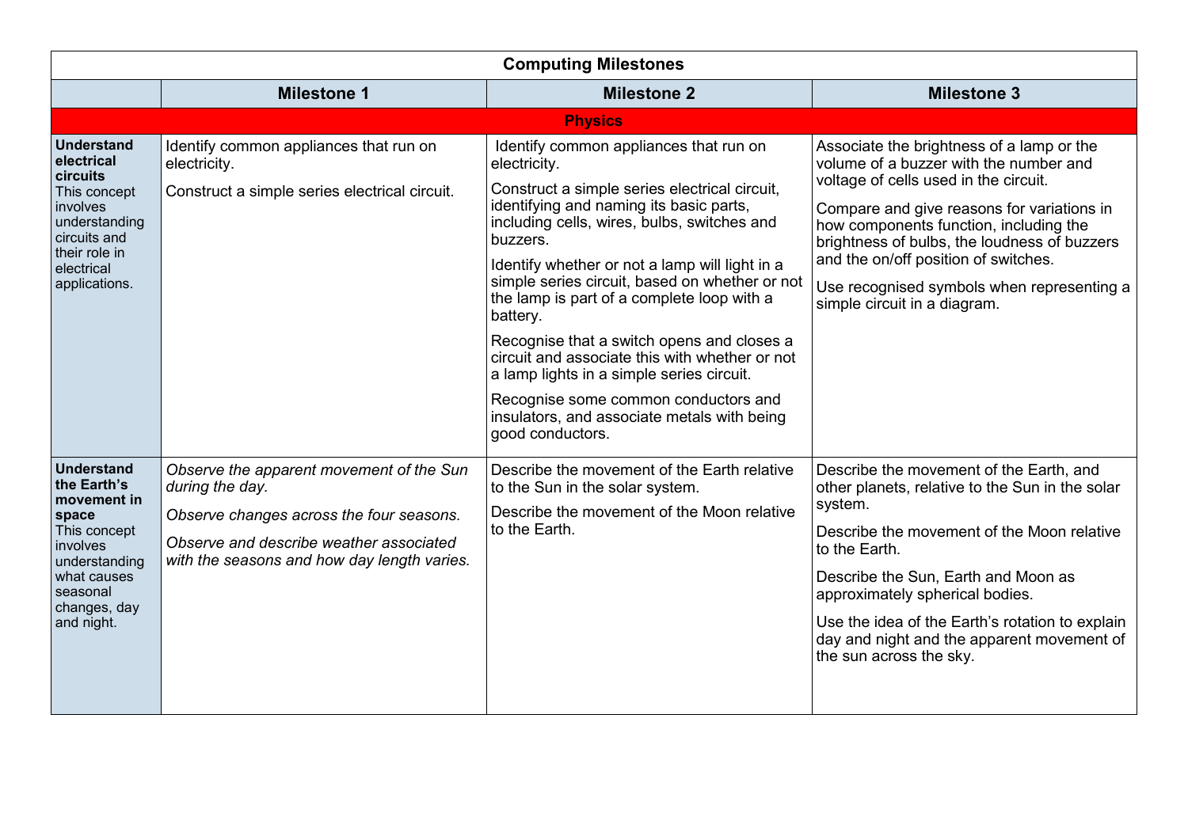| Computing Milestones | | | |
|---|---|---|---|
| | **Milestone 1** | **Milestone 2** | **Milestone 3** |
| **Physics** | | | |
| **Understand electrical circuits** This concept involves understanding circuits and their role in electrical applications. | Identify common appliances that run on electricity.<br><br>Construct a simple series electrical circuit. | Identify common appliances that run on electricity.<br><br>Construct a simple series electrical circuit, identifying and naming its basic parts, including cells, wires, bulbs, switches and buzzers.<br><br>Identify whether or not a lamp will light in a simple series circuit, based on whether or not the lamp is part of a complete loop with a battery.<br><br>Recognise that a switch opens and closes a circuit and associate this with whether or not a lamp lights in a simple series circuit.<br><br>Recognise some common conductors and insulators, and associate metals with being good conductors. | Associate the brightness of a lamp or the volume of a buzzer with the number and voltage of cells used in the circuit.<br><br>Compare and give reasons for variations in how components function, including the brightness of bulbs, the loudness of buzzers and the on/off position of switches.<br><br>Use recognised symbols when representing a simple circuit in a diagram. |
| **Understand the Earth's movement in space** This concept involves understanding what causes seasonal changes, day and night. | *Observe the apparent movement of the Sun during the day.*<br><br>*Observe changes across the four seasons.*<br><br>*Observe and describe weather associated with the seasons and how day length varies.* | Describe the movement of the Earth relative to the Sun in the solar system.<br><br>Describe the movement of the Moon relative to the Earth. | Describe the movement of the Earth, and other planets, relative to the Sun in the solar system.<br><br>Describe the movement of the Moon relative to the Earth.<br><br>Describe the Sun, Earth and Moon as approximately spherical bodies.<br><br>Use the idea of the Earth's rotation to explain day and night and the apparent movement of the sun across the sky. |